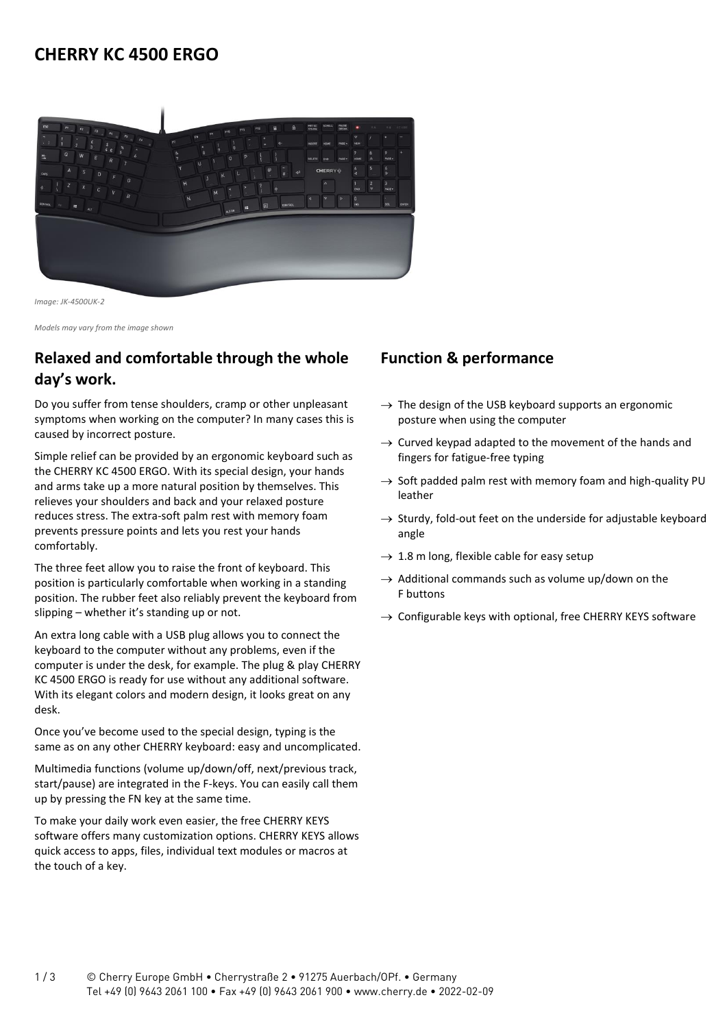# CHERRY KC 4500 ERGO

*Image: JK-4500UK-2*

*Models may vary from the image shown*

## Relaxed and comfortable through the whole day's work.

Do you suffer from tense shoulders, cramp or other unpleasant symptoms when working on the computer? In many cases this is caused by incorrect posture.

Simple relief can be provided by an ergonomic keyboard such as the CHERRY KC 4500 ERGO. With its special design, your hands and arms take up a more natural position by themselves. This relieves your shoulders and back and your relaxed posture reduces stress. The extra-soft palm rest with memory foam prevents pressure points and lets you rest your hands comfortably.

The three feet allow you to raise the front of keyboard. This position is particularly comfortable when working in a standing position. The rubber feet also reliably prevent the keyboard from slipping – whether it's standing up or not.

An extra long cable with a USB plug allows you to connect the keyboard to the computer without any problems, even if the computer is under the desk, for example. The plug & play CHERRY KC 4500 ERGO is ready for use without any additional software. With its elegant colors and modern design, it looks great on any desk.

Once you've become used to the special design, typing is the same as on any other CHERRY keyboard: easy and uncomplicated.

Multimedia functions (volume up/down/off, next/previous track, start/pause) are integrated in the F-keys. You can easily call them up by pressing the FN key at the same time.

To make your daily work even easier, the free CHERRY KEYS software offers many customization options. CHERRY KEYS allows quick access to apps, files, individual text modules or macros at the touch of a key.

## Function & performance

- → The design of the USB keyboard supports an ergonomic posture when using the computer
- → Curved keypad adapted to the movement of the hands and fingers for fatigue-free typing
- → Soft padded palm rest with memory foam and high-quality PU leather
- → Sturdy, fold-out feet on the underside for adjustable keyboard angle
- → 1.8 m long, flexible cable for easy setup
- → Additional commands such as volume up/down on the F buttons
- → Configurable keys with optional, free CHERRY KEYS software

© Cherry Europe GmbH • Cherrystraße 2 • 91275 Auerbach/OPf. • Germany
Tel +49 (0) 9643 2061 100 • Fax +49 (0) 9643 2061 900 • www.cherry.de • 2022-02-09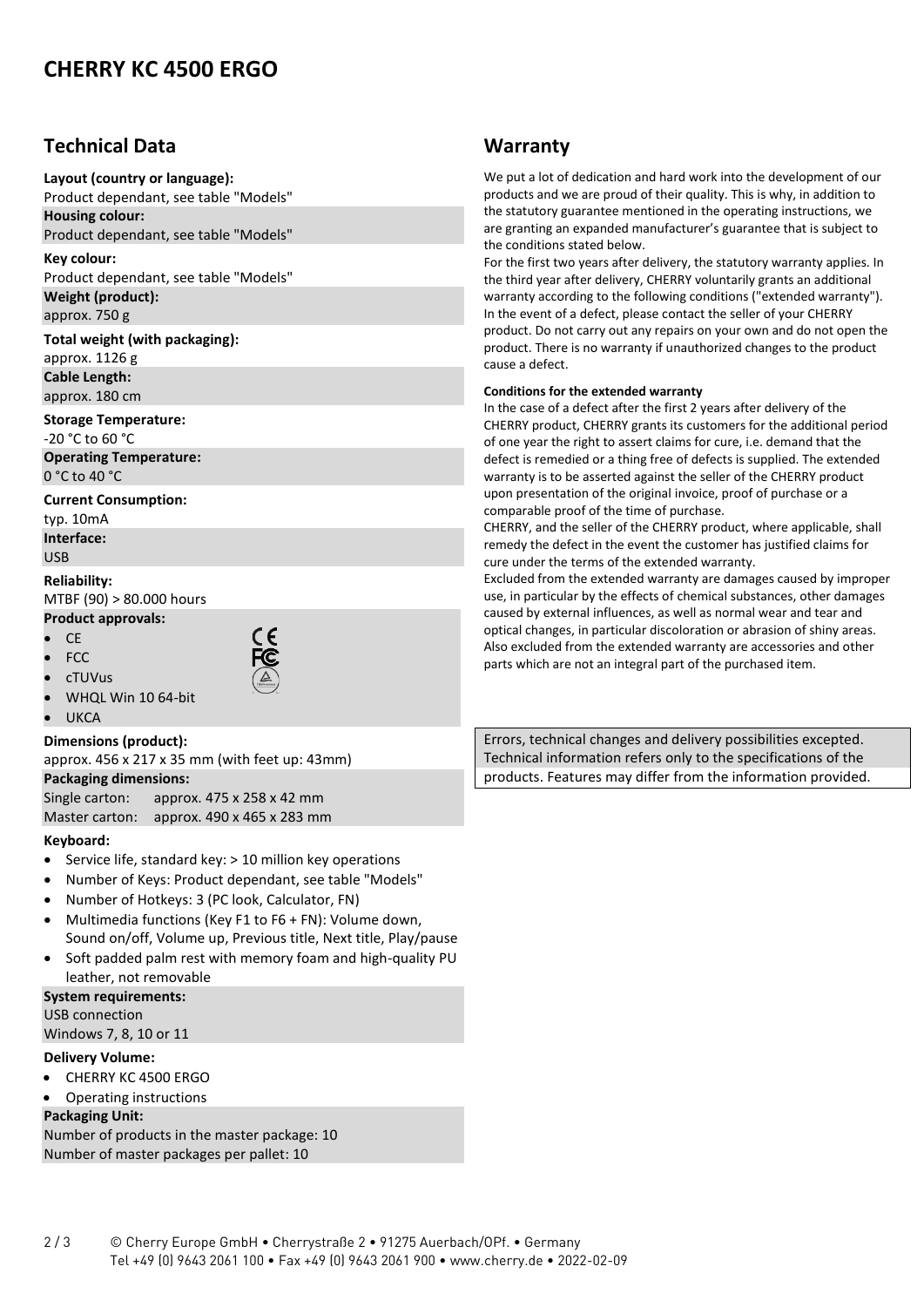# CHERRY KC 4500 ERGO

## Technical Data

**Layout (country or language):**
Product dependant, see table "Models"

**Housing colour:**
Product dependant, see table "Models"

**Key colour:**
Product dependant, see table "Models"

**Weight (product):**
approx. 750 g

**Total weight (with packaging):**
approx. 1126 g

**Cable Length:**
approx. 180 cm

**Storage Temperature:**
-20 °C to 60 °C

**Operating Temperature:**
0 °C to 40 °C

**Current Consumption:**
typ. 10mA

**Interface:**
USB

**Reliability:**
MTBF (90) > 80.000 hours

**Product approvals:**

- CE
- FCC
- cTUVus
- WHQL Win 10 64-bit
- UKCA

**Dimensions (product):**
approx. 456 x 217 x 35 mm (with feet up: 43mm)

**Packaging dimensions:**
Single carton: approx. 475 x 258 x 42 mm
Master carton: approx. 490 x 465 x 283 mm

**Keyboard:**

- Service life, standard key: > 10 million key operations
- Number of Keys: Product dependant, see table "Models"
- Number of Hotkeys: 3 (PC look, Calculator, FN)
- Multimedia functions (Key F1 to F6 + FN): Volume down, Sound on/off, Volume up, Previous title, Next title, Play/pause
- Soft padded palm rest with memory foam and high-quality PU leather, not removable

**System requirements:**
USB connection
Windows 7, 8, 10 or 11

**Delivery Volume:**

- CHERRY KC 4500 ERGO
- Operating instructions

**Packaging Unit:**
Number of products in the master package: 10
Number of master packages per pallet: 10

## Warranty

We put a lot of dedication and hard work into the development of our products and we are proud of their quality. This is why, in addition to the statutory guarantee mentioned in the operating instructions, we are granting an expanded manufacturer's guarantee that is subject to the conditions stated below.
For the first two years after delivery, the statutory warranty applies. In the third year after delivery, CHERRY voluntarily grants an additional warranty according to the following conditions ("extended warranty"). In the event of a defect, please contact the seller of your CHERRY product. Do not carry out any repairs on your own and do not open the product. There is no warranty if unauthorized changes to the product cause a defect.

**Conditions for the extended warranty**

In the case of a defect after the first 2 years after delivery of the CHERRY product, CHERRY grants its customers for the additional period of one year the right to assert claims for cure, i.e. demand that the defect is remedied or a thing free of defects is supplied. The extended warranty is to be asserted against the seller of the CHERRY product upon presentation of the original invoice, proof of purchase or a comparable proof of the time of purchase.
CHERRY, and the seller of the CHERRY product, where applicable, shall remedy the defect in the event the customer has justified claims for cure under the terms of the extended warranty.
Excluded from the extended warranty are damages caused by improper use, in particular by the effects of chemical substances, other damages caused by external influences, as well as normal wear and tear and optical changes, in particular discoloration or abrasion of shiny areas. Also excluded from the extended warranty are accessories and other parts which are not an integral part of the purchased item.

Errors, technical changes and delivery possibilities excepted. Technical information refers only to the specifications of the products. Features may differ from the information provided.

© Cherry Europe GmbH • Cherrystraße 2 • 91275 Auerbach/OPf. • Germany
Tel +49 (0) 9643 2061 100 • Fax +49 (0) 9643 2061 900 • www.cherry.de • 2022-02-09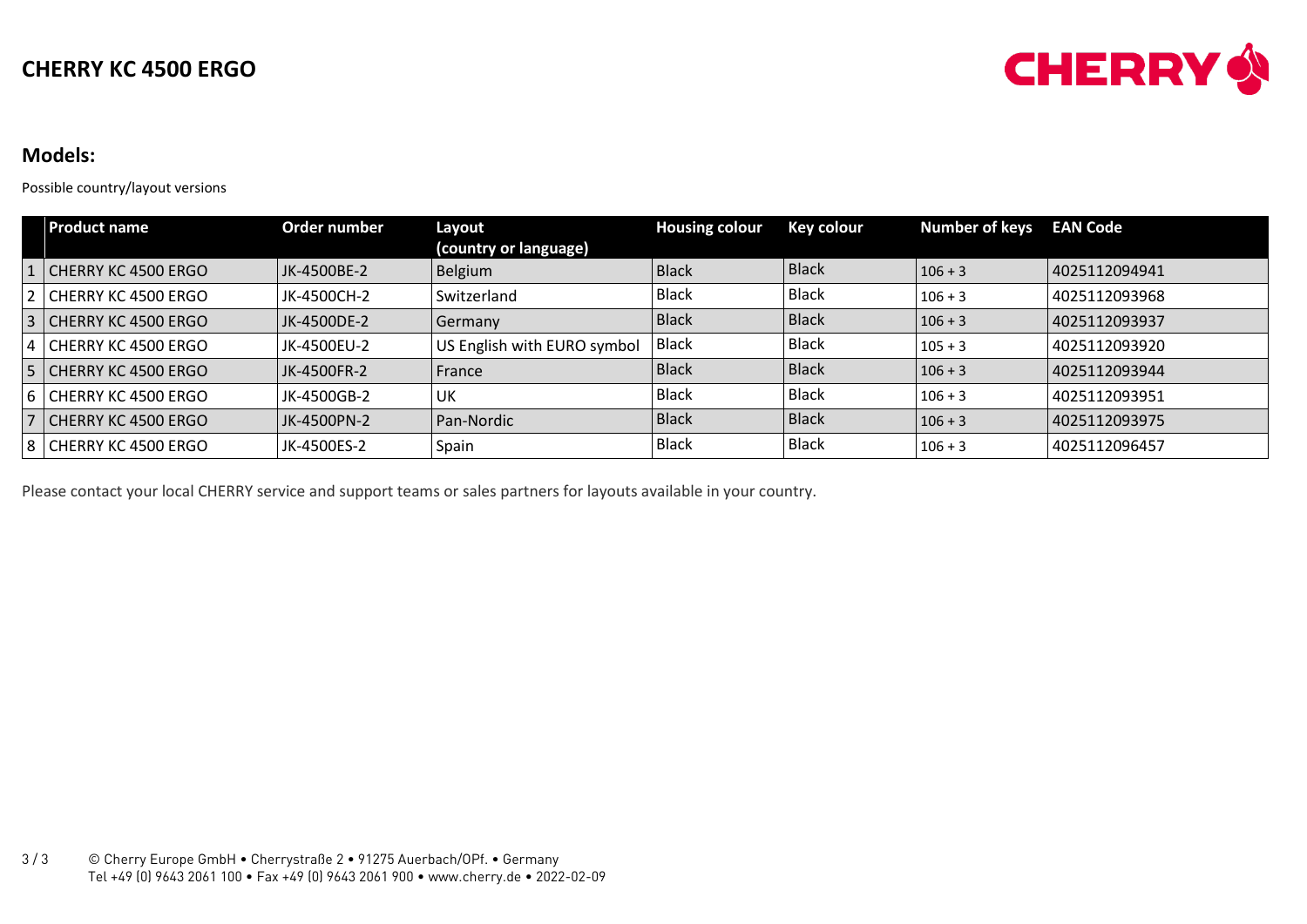# CHERRY KC 4500 ERGO

## Models:

Possible country/layout versions

| | Product name | Order number | Layout (country or language) | Housing colour | Key colour | Number of keys | EAN Code |
|---|---|---|---|---|---|---|---|
| 1 | CHERRY KC 4500 ERGO | JK-4500BE-2 | Belgium | Black | Black | 106 + 3 | 4025112094941 |
| 2 | CHERRY KC 4500 ERGO | JK-4500CH-2 | Switzerland | Black | Black | 106 + 3 | 4025112093968 |
| 3 | CHERRY KC 4500 ERGO | JK-4500DE-2 | Germany | Black | Black | 106 + 3 | 4025112093937 |
| 4 | CHERRY KC 4500 ERGO | JK-4500EU-2 | US English with EURO symbol | Black | Black | 105 + 3 | 4025112093920 |
| 5 | CHERRY KC 4500 ERGO | JK-4500FR-2 | France | Black | Black | 106 + 3 | 4025112093944 |
| 6 | CHERRY KC 4500 ERGO | JK-4500GB-2 | UK | Black | Black | 106 + 3 | 4025112093951 |
| 7 | CHERRY KC 4500 ERGO | JK-4500PN-2 | Pan-Nordic | Black | Black | 106 + 3 | 4025112093975 |
| 8 | CHERRY KC 4500 ERGO | JK-4500ES-2 | Spain | Black | Black | 106 + 3 | 4025112096457 |

Please contact your local CHERRY service and support teams or sales partners for layouts available in your country.

© Cherry Europe GmbH • Cherrystraße 2 • 91275 Auerbach/OPf. • Germany
Tel +49 (0) 9643 2061 100 • Fax +49 (0) 9643 2061 900 • www.cherry.de • 2022-02-09